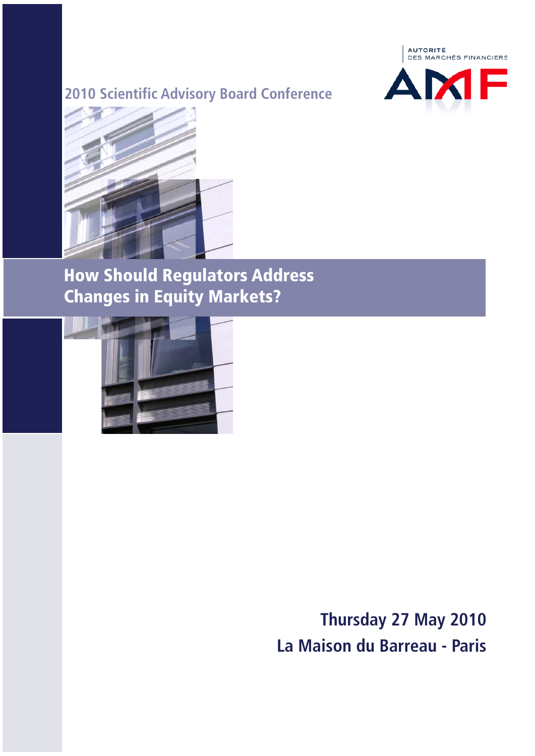AUTORITÉ
DES MARCHÉS FINANCIERS

AMF

2010 Scientific Advisory Board Conference

# How Should Regulators Address Changes in Equity Markets?

**Thursday 27 May 2010**

**La Maison du Barreau - Paris**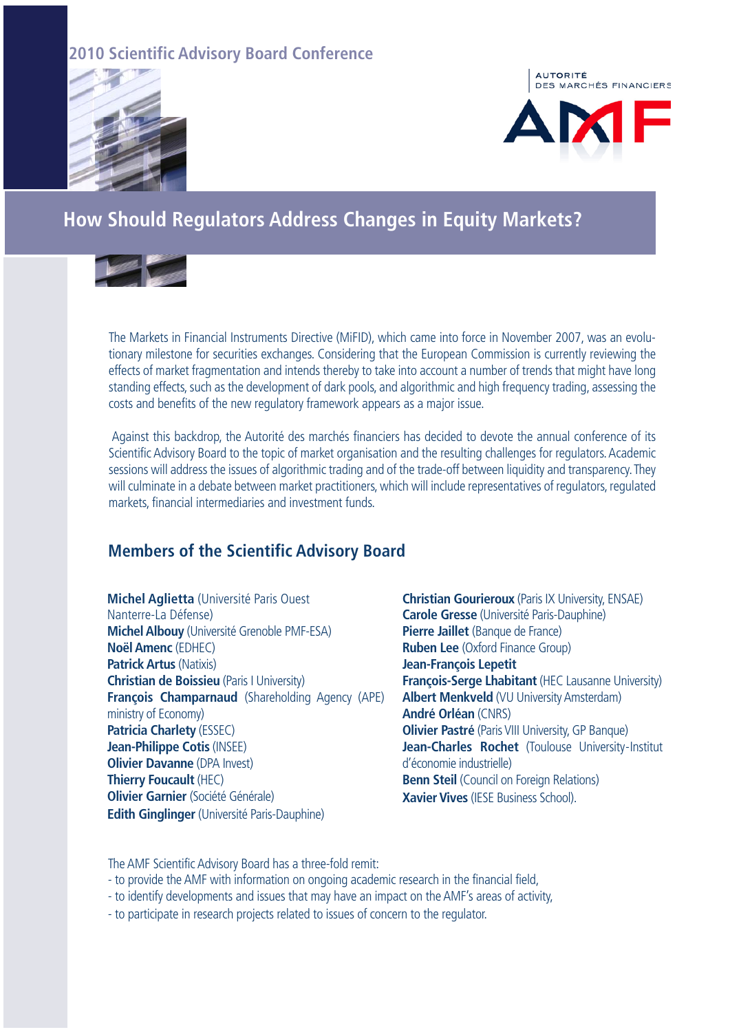2010 Scientific Advisory Board Conference

AUTORITÉ DES MARCHÉS FINANCIERS

AMF

# How Should Regulators Address Changes in Equity Markets?

The Markets in Financial Instruments Directive (MiFID), which came into force in November 2007, was an evolutionary milestone for securities exchanges. Considering that the European Commission is currently reviewing the effects of market fragmentation and intends thereby to take into account a number of trends that might have long standing effects, such as the development of dark pools, and algorithmic and high frequency trading, assessing the costs and benefits of the new regulatory framework appears as a major issue.

Against this backdrop, the Autorité des marchés financiers has decided to devote the annual conference of its Scientific Advisory Board to the topic of market organisation and the resulting challenges for regulators. Academic sessions will address the issues of algorithmic trading and of the trade-off between liquidity and transparency. They will culminate in a debate between market practitioners, which will include representatives of regulators, regulated markets, financial intermediaries and investment funds.

## Members of the Scientific Advisory Board

**Michel Aglietta** (Université Paris Ouest Nanterre-La Défense)
**Michel Albouy** (Université Grenoble PMF-ESA)
**Noël Amenc** (EDHEC)
**Patrick Artus** (Natixis)
**Christian de Boissieu** (Paris I University)
**François Champarnaud** (Shareholding Agency (APE) ministry of Economy)
**Patricia Charlety** (ESSEC)
**Jean-Philippe Cotis** (INSEE)
**Olivier Davanne** (DPA Invest)
**Thierry Foucault** (HEC)
**Olivier Garnier** (Société Générale)
**Edith Ginglinger** (Université Paris-Dauphine)
**Christian Gourieroux** (Paris IX University, ENSAE)
**Carole Gresse** (Université Paris-Dauphine)
**Pierre Jaillet** (Banque de France)
**Ruben Lee** (Oxford Finance Group)
**Jean-François Lepetit**
**François-Serge Lhabitant** (HEC Lausanne University)
**Albert Menkveld** (VU University Amsterdam)
**André Orléan** (CNRS)
**Olivier Pastré** (Paris VIII University, GP Banque)
**Jean-Charles Rochet** (Toulouse University-Institut d'économie industrielle)
**Benn Steil** (Council on Foreign Relations)
**Xavier Vives** (IESE Business School).

The AMF Scientific Advisory Board has a three-fold remit:
- to provide the AMF with information on ongoing academic research in the financial field,
- to identify developments and issues that may have an impact on the AMF's areas of activity,
- to participate in research projects related to issues of concern to the regulator.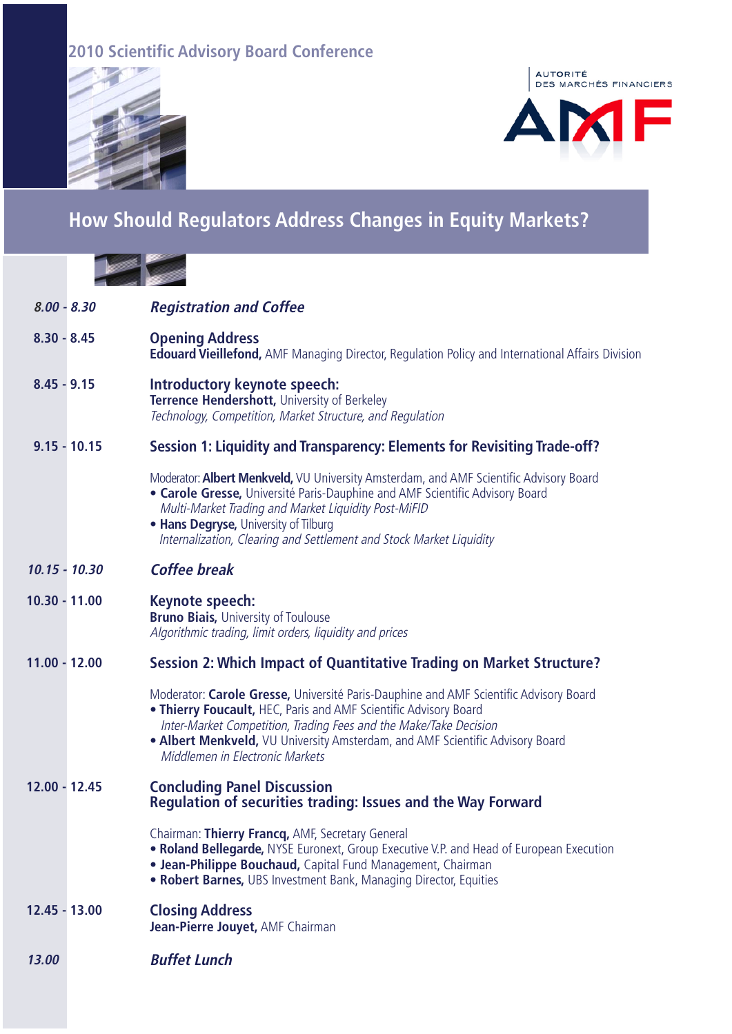2010 Scientific Advisory Board Conference

AUTORITÉ DES MARCHÉS FINANCIERS

AMF

# How Should Regulators Address Changes in Equity Markets?

*8.00 - 8.30* — ***Registration and Coffee***

**8.30 - 8.45** — **Opening Address**
**Edouard Vieillefond,** AMF Managing Director, Regulation Policy and International Affairs Division

**8.45 - 9.15** — **Introductory keynote speech:**
**Terrence Hendershott,** University of Berkeley
*Technology, Competition, Market Structure, and Regulation*

**9.15 - 10.15** — **Session 1: Liquidity and Transparency: Elements for Revisiting Trade-off?**

Moderator: **Albert Menkveld,** VU University Amsterdam, and AMF Scientific Advisory Board

- **Carole Gresse,** Université Paris-Dauphine and AMF Scientific Advisory Board
  *Multi-Market Trading and Market Liquidity Post-MiFID*
- **Hans Degryse,** University of Tilburg
  *Internalization, Clearing and Settlement and Stock Market Liquidity*

*10.15 - 10.30* — ***Coffee break***

**10.30 - 11.00** — **Keynote speech:**
**Bruno Biais,** University of Toulouse
*Algorithmic trading, limit orders, liquidity and prices*

**11.00 - 12.00** — **Session 2: Which Impact of Quantitative Trading on Market Structure?**

Moderator: **Carole Gresse,** Université Paris-Dauphine and AMF Scientific Advisory Board

- **Thierry Foucault,** HEC, Paris and AMF Scientific Advisory Board
  *Inter-Market Competition, Trading Fees and the Make/Take Decision*
- **Albert Menkveld,** VU University Amsterdam, and AMF Scientific Advisory Board
  *Middlemen in Electronic Markets*

**12.00 - 12.45** — **Concluding Panel Discussion**
**Regulation of securities trading: Issues and the Way Forward**

Chairman: **Thierry Francq,** AMF, Secretary General

- **Roland Bellegarde,** NYSE Euronext, Group Executive V.P. and Head of European Execution
- **Jean-Philippe Bouchaud,** Capital Fund Management, Chairman
- **Robert Barnes,** UBS Investment Bank, Managing Director, Equities

**12.45 - 13.00** — **Closing Address**
**Jean-Pierre Jouyet,** AMF Chairman

*13.00* — ***Buffet Lunch***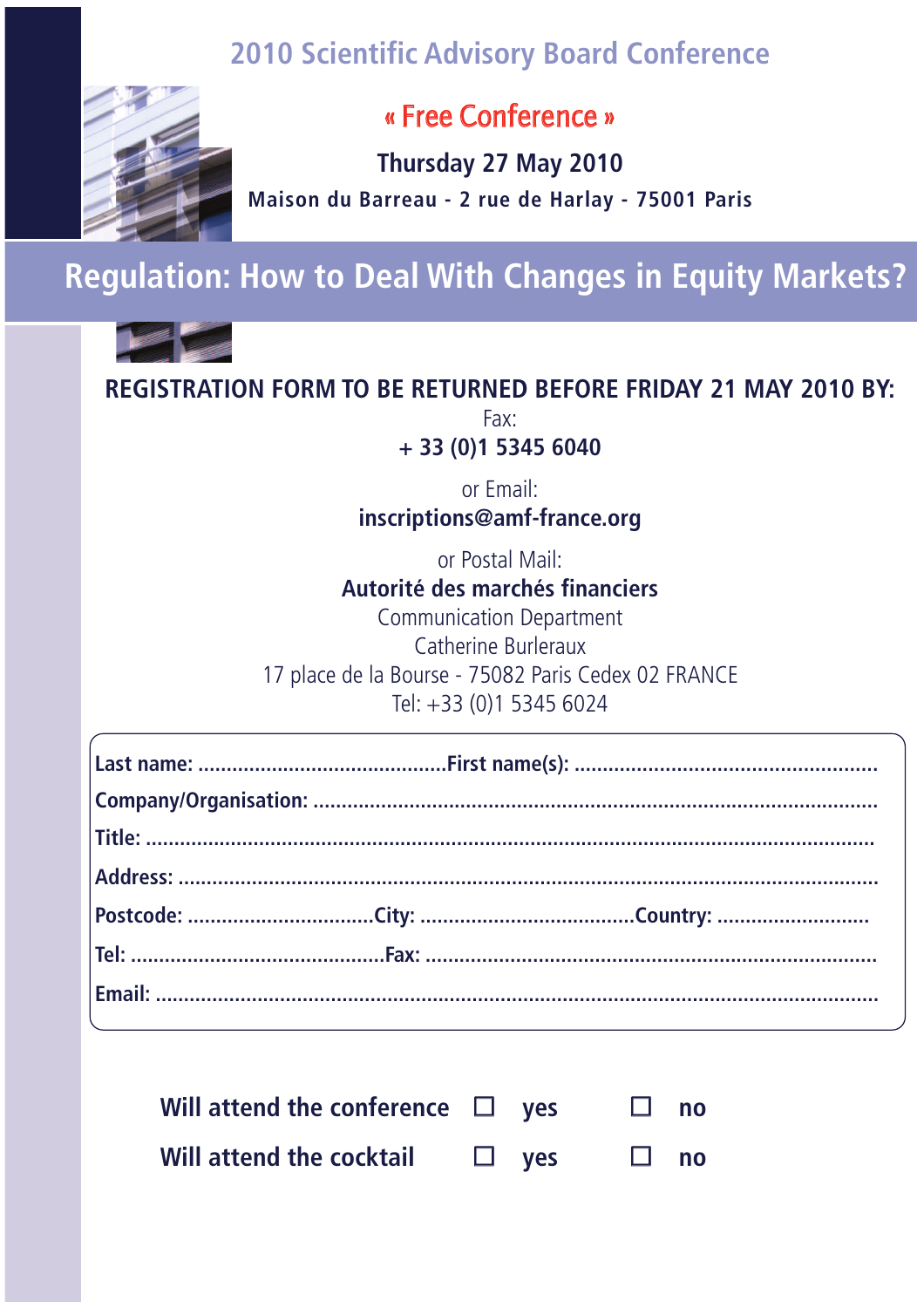# 2010 Scientific Advisory Board Conference

**« Free Conference »**

**Thursday 27 May 2010**

**Maison du Barreau - 2 rue de Harlay - 75001 Paris**

## Regulation: How to Deal With Changes in Equity Markets?

**REGISTRATION FORM TO BE RETURNED BEFORE FRIDAY 21 MAY 2010 BY:**

Fax:
**+ 33 (0)1 5345 6040**

or Email:
**inscriptions@amf-france.org**

or Postal Mail:
**Autorité des marchés financiers**
Communication Department
Catherine Burleraux
17 place de la Bourse - 75082 Paris Cedex 02 FRANCE
Tel: +33 (0)1 5345 6024

**Last name:** .......................................... **First name(s):** ..................................................

**Company/Organisation:** ..............................................................................................

**Title:** ..........................................................................................................................

**Address:** ....................................................................................................................

**Postcode:** ................................ **City:** .................................... **Country:** ..........................

**Tel:** .......................................... **Fax:** .......................................................................

**Email:** ........................................................................................................................

**Will attend the conference** ☐ **yes** ☐ **no**

**Will attend the cocktail** ☐ **yes** ☐ **no**